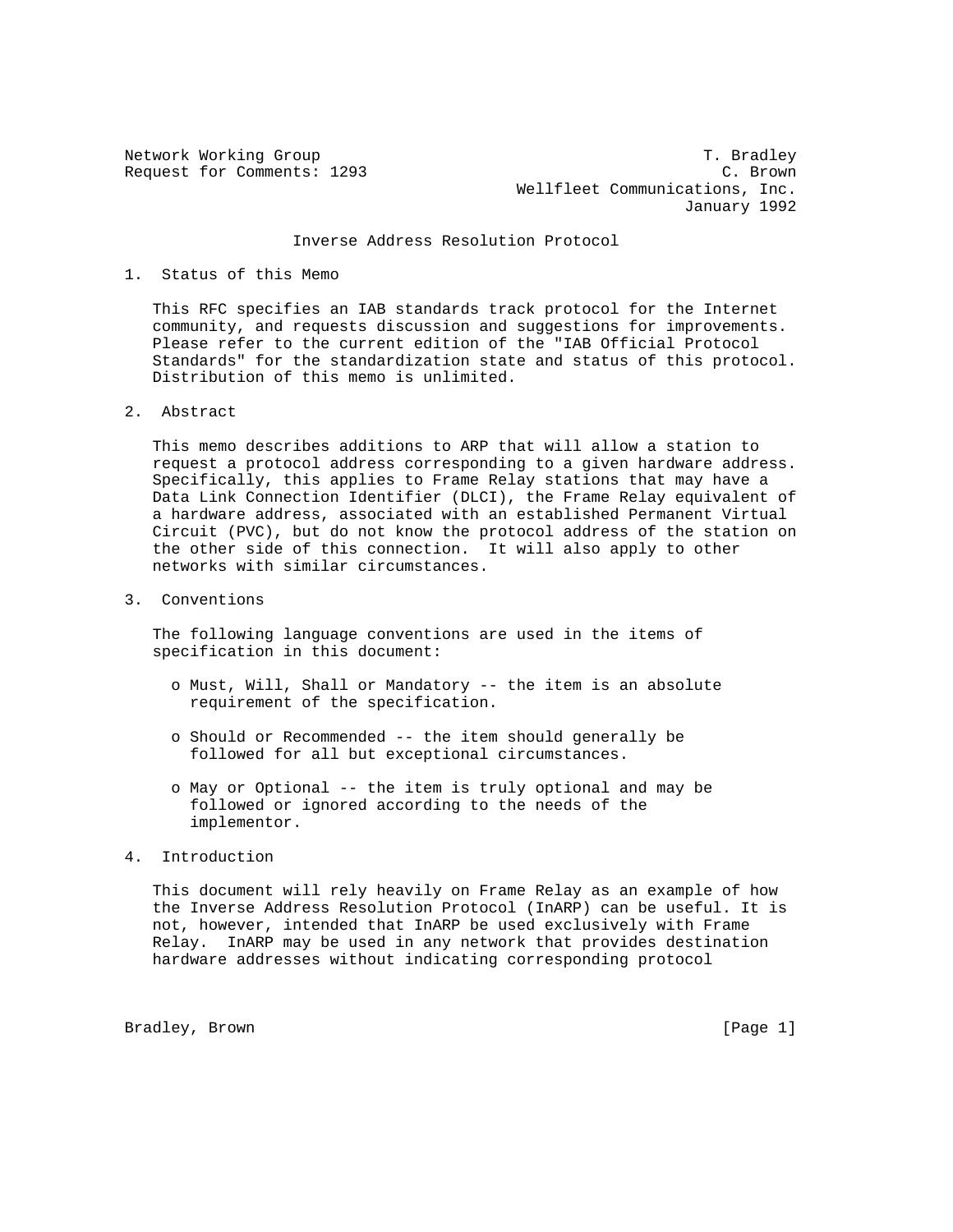Network Working Group T. Bradley
Request for Comments: 1293 C. Brown
Wellfleet Communications, Inc.
January 1992

# Inverse Address Resolution Protocol

## 1. Status of this Memo

This RFC specifies an IAB standards track protocol for the Internet community, and requests discussion and suggestions for improvements. Please refer to the current edition of the "IAB Official Protocol Standards" for the standardization state and status of this protocol. Distribution of this memo is unlimited.

## 2. Abstract

This memo describes additions to ARP that will allow a station to request a protocol address corresponding to a given hardware address. Specifically, this applies to Frame Relay stations that may have a Data Link Connection Identifier (DLCI), the Frame Relay equivalent of a hardware address, associated with an established Permanent Virtual Circuit (PVC), but do not know the protocol address of the station on the other side of this connection. It will also apply to other networks with similar circumstances.

## 3. Conventions

The following language conventions are used in the items of specification in this document:

- Must, Will, Shall or Mandatory -- the item is an absolute requirement of the specification.
- Should or Recommended -- the item should generally be followed for all but exceptional circumstances.
- May or Optional -- the item is truly optional and may be followed or ignored according to the needs of the implementor.

## 4. Introduction

This document will rely heavily on Frame Relay as an example of how the Inverse Address Resolution Protocol (InARP) can be useful. It is not, however, intended that InARP be used exclusively with Frame Relay. InARP may be used in any network that provides destination hardware addresses without indicating corresponding protocol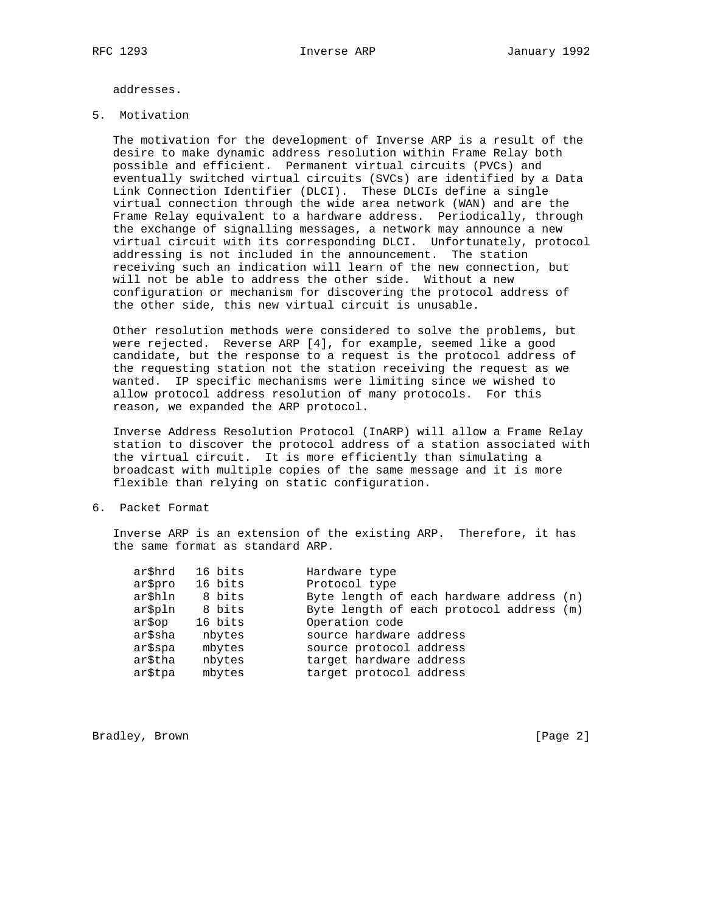addresses.

## 5. Motivation

The motivation for the development of Inverse ARP is a result of the desire to make dynamic address resolution within Frame Relay both possible and efficient. Permanent virtual circuits (PVCs) and eventually switched virtual circuits (SVCs) are identified by a Data Link Connection Identifier (DLCI). These DLCIs define a single virtual connection through the wide area network (WAN) and are the Frame Relay equivalent to a hardware address. Periodically, through the exchange of signalling messages, a network may announce a new virtual circuit with its corresponding DLCI. Unfortunately, protocol addressing is not included in the announcement. The station receiving such an indication will learn of the new connection, but will not be able to address the other side. Without a new configuration or mechanism for discovering the protocol address of the other side, this new virtual circuit is unusable.

Other resolution methods were considered to solve the problems, but were rejected. Reverse ARP [4], for example, seemed like a good candidate, but the response to a request is the protocol address of the requesting station not the station receiving the request as we wanted. IP specific mechanisms were limiting since we wished to allow protocol address resolution of many protocols. For this reason, we expanded the ARP protocol.

Inverse Address Resolution Protocol (InARP) will allow a Frame Relay station to discover the protocol address of a station associated with the virtual circuit. It is more efficiently than simulating a broadcast with multiple copies of the same message and it is more flexible than relying on static configuration.

## 6. Packet Format

Inverse ARP is an extension of the existing ARP. Therefore, it has the same format as standard ARP.

```
ar$hrd   16 bits         Hardware type
ar$pro   16 bits         Protocol type
ar$hln    8 bits         Byte length of each hardware address (n)
ar$pln    8 bits         Byte length of each protocol address (m)
ar$op    16 bits         Operation code
ar$sha    nbytes         source hardware address
ar$spa    mbytes         source protocol address
ar$tha    nbytes         target hardware address
ar$tpa    mbytes         target protocol address
```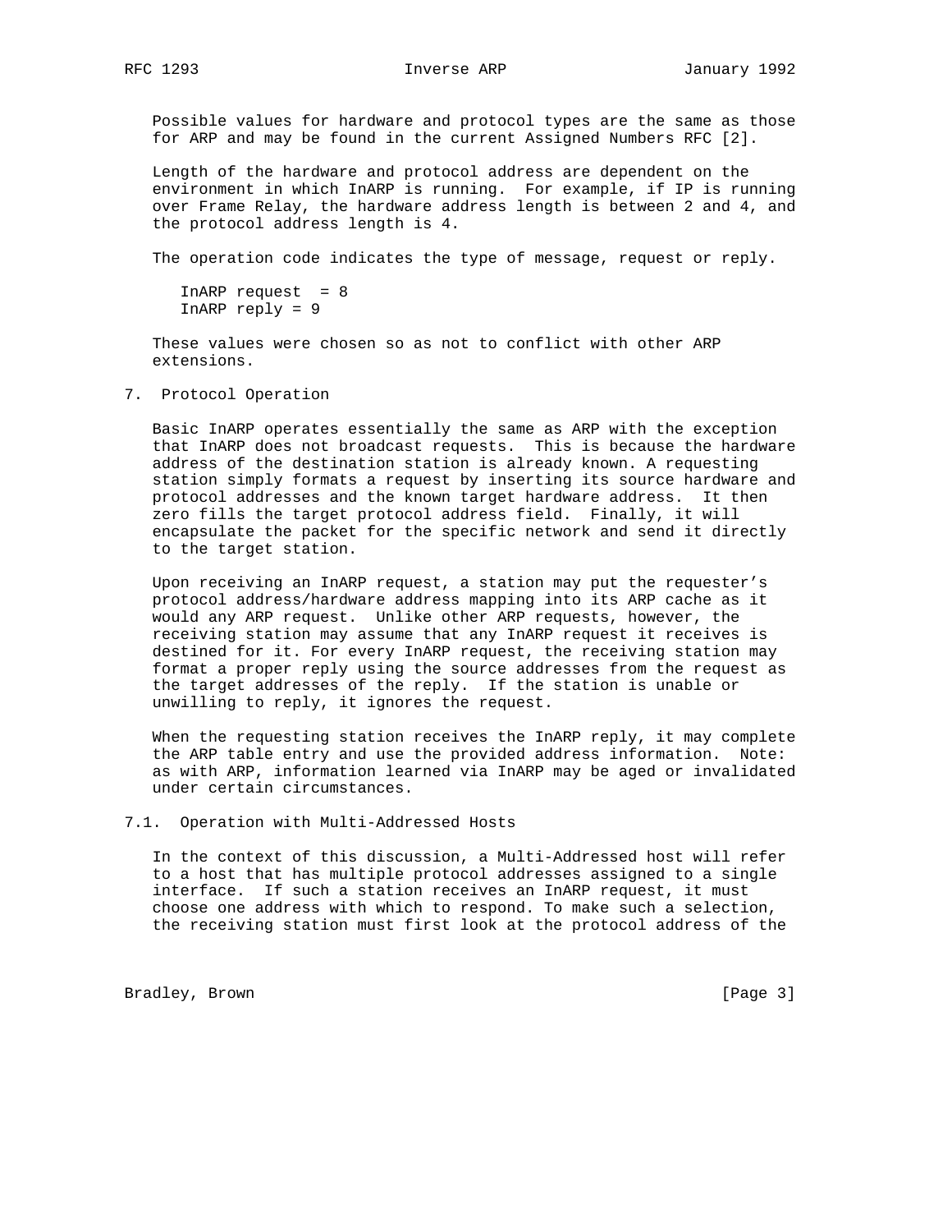Possible values for hardware and protocol types are the same as those for ARP and may be found in the current Assigned Numbers RFC [2].

Length of the hardware and protocol address are dependent on the environment in which InARP is running. For example, if IP is running over Frame Relay, the hardware address length is between 2 and 4, and the protocol address length is 4.

The operation code indicates the type of message, request or reply.

```
InARP request  = 8
InARP reply = 9
```

These values were chosen so as not to conflict with other ARP extensions.

## 7. Protocol Operation

Basic InARP operates essentially the same as ARP with the exception that InARP does not broadcast requests. This is because the hardware address of the destination station is already known. A requesting station simply formats a request by inserting its source hardware and protocol addresses and the known target hardware address. It then zero fills the target protocol address field. Finally, it will encapsulate the packet for the specific network and send it directly to the target station.

Upon receiving an InARP request, a station may put the requester's protocol address/hardware address mapping into its ARP cache as it would any ARP request. Unlike other ARP requests, however, the receiving station may assume that any InARP request it receives is destined for it. For every InARP request, the receiving station may format a proper reply using the source addresses from the request as the target addresses of the reply. If the station is unable or unwilling to reply, it ignores the request.

When the requesting station receives the InARP reply, it may complete the ARP table entry and use the provided address information. Note: as with ARP, information learned via InARP may be aged or invalidated under certain circumstances.

### 7.1. Operation with Multi-Addressed Hosts

In the context of this discussion, a Multi-Addressed host will refer to a host that has multiple protocol addresses assigned to a single interface. If such a station receives an InARP request, it must choose one address with which to respond. To make such a selection, the receiving station must first look at the protocol address of the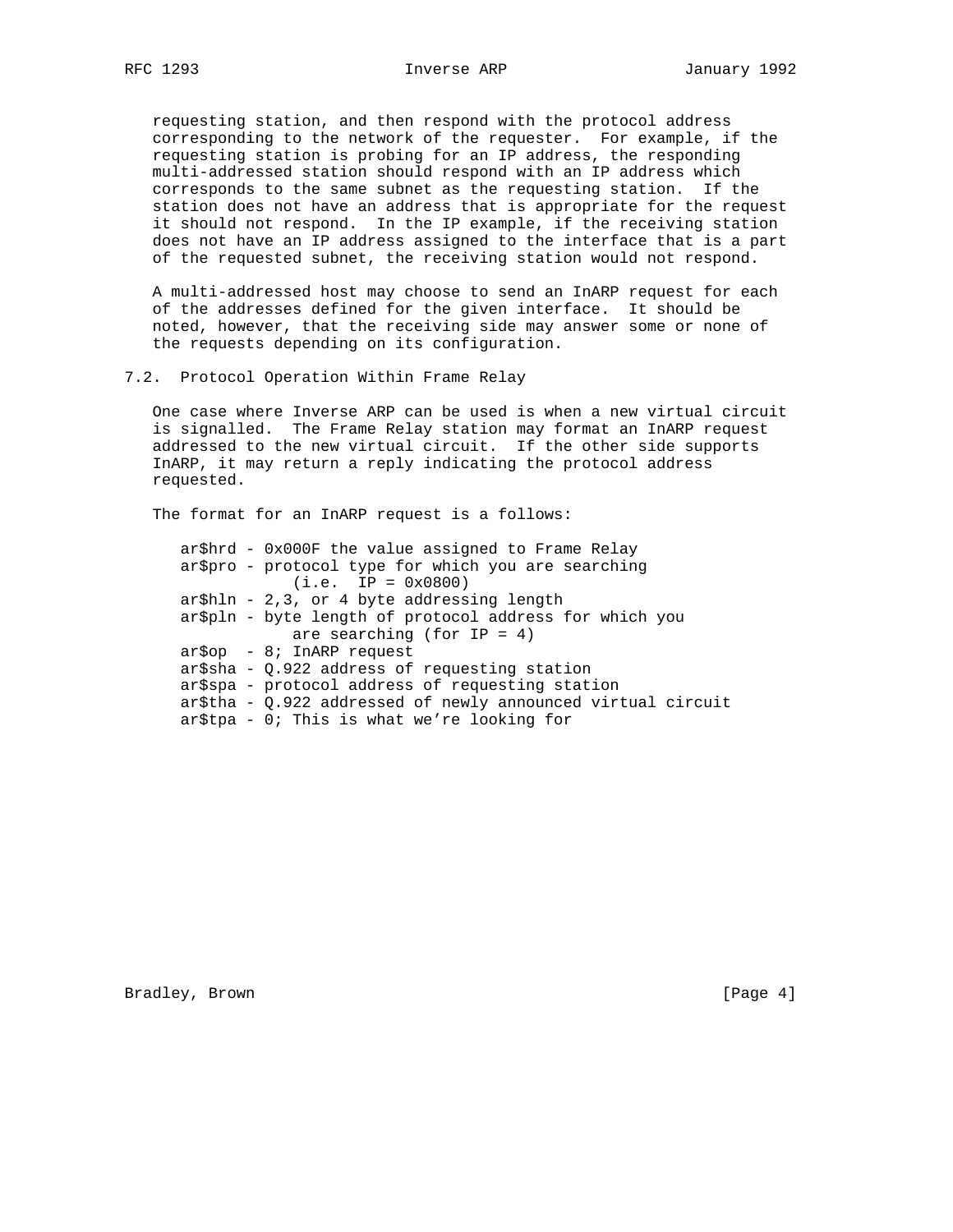requesting station, and then respond with the protocol address corresponding to the network of the requester. For example, if the requesting station is probing for an IP address, the responding multi-addressed station should respond with an IP address which corresponds to the same subnet as the requesting station. If the station does not have an address that is appropriate for the request it should not respond. In the IP example, if the receiving station does not have an IP address assigned to the interface that is a part of the requested subnet, the receiving station would not respond.

A multi-addressed host may choose to send an InARP request for each of the addresses defined for the given interface. It should be noted, however, that the receiving side may answer some or none of the requests depending on its configuration.

## 7.2. Protocol Operation Within Frame Relay

One case where Inverse ARP can be used is when a new virtual circuit is signalled. The Frame Relay station may format an InARP request addressed to the new virtual circuit. If the other side supports InARP, it may return a reply indicating the protocol address requested.

The format for an InARP request is a follows:

```
ar$hrd - 0x000F the value assigned to Frame Relay
ar$pro - protocol type for which you are searching
            (i.e.  IP = 0x0800)
ar$hln - 2,3, or 4 byte addressing length
ar$pln - byte length of protocol address for which you
            are searching (for IP = 4)
ar$op  - 8; InARP request
ar$sha - Q.922 address of requesting station
ar$spa - protocol address of requesting station
ar$tha - Q.922 addressed of newly announced virtual circuit
ar$tpa - 0; This is what we're looking for
```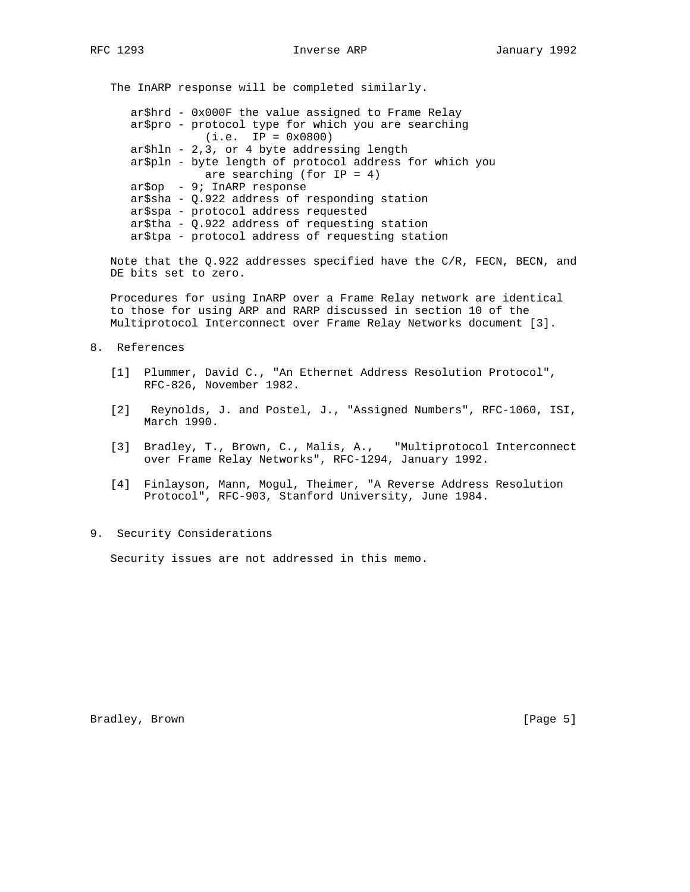The InARP response will be completed similarly.

```
ar$hrd - 0x000F the value assigned to Frame Relay
ar$pro - protocol type for which you are searching
           (i.e.  IP = 0x0800)
ar$hln - 2,3, or 4 byte addressing length
ar$pln - byte length of protocol address for which you
           are searching (for IP = 4)
ar$op  - 9; InARP response
ar$sha - Q.922 address of responding station
ar$spa - protocol address requested
ar$tha - Q.922 address of requesting station
ar$tpa - protocol address of requesting station
```

Note that the Q.922 addresses specified have the C/R, FECN, BECN, and DE bits set to zero.

Procedures for using InARP over a Frame Relay network are identical to those for using ARP and RARP discussed in section 10 of the Multiprotocol Interconnect over Frame Relay Networks document [3].

## 8. References

[1] Plummer, David C., "An Ethernet Address Resolution Protocol", RFC-826, November 1982.

[2] Reynolds, J. and Postel, J., "Assigned Numbers", RFC-1060, ISI, March 1990.

[3] Bradley, T., Brown, C., Malis, A., "Multiprotocol Interconnect over Frame Relay Networks", RFC-1294, January 1992.

[4] Finlayson, Mann, Mogul, Theimer, "A Reverse Address Resolution Protocol", RFC-903, Stanford University, June 1984.

## 9. Security Considerations

Security issues are not addressed in this memo.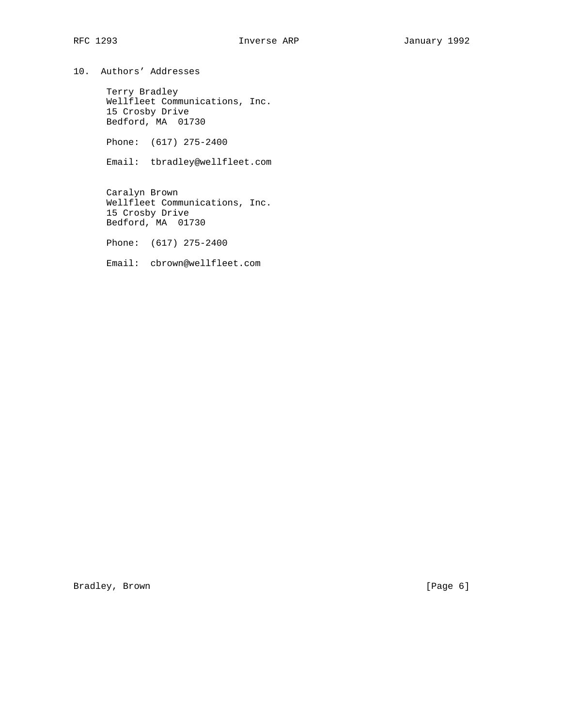## 10. Authors' Addresses

Terry Bradley
Wellfleet Communications, Inc.
15 Crosby Drive
Bedford, MA  01730

Phone:  (617) 275-2400

Email:  tbradley@wellfleet.com

Caralyn Brown
Wellfleet Communications, Inc.
15 Crosby Drive
Bedford, MA  01730

Phone:  (617) 275-2400

Email:  cbrown@wellfleet.com